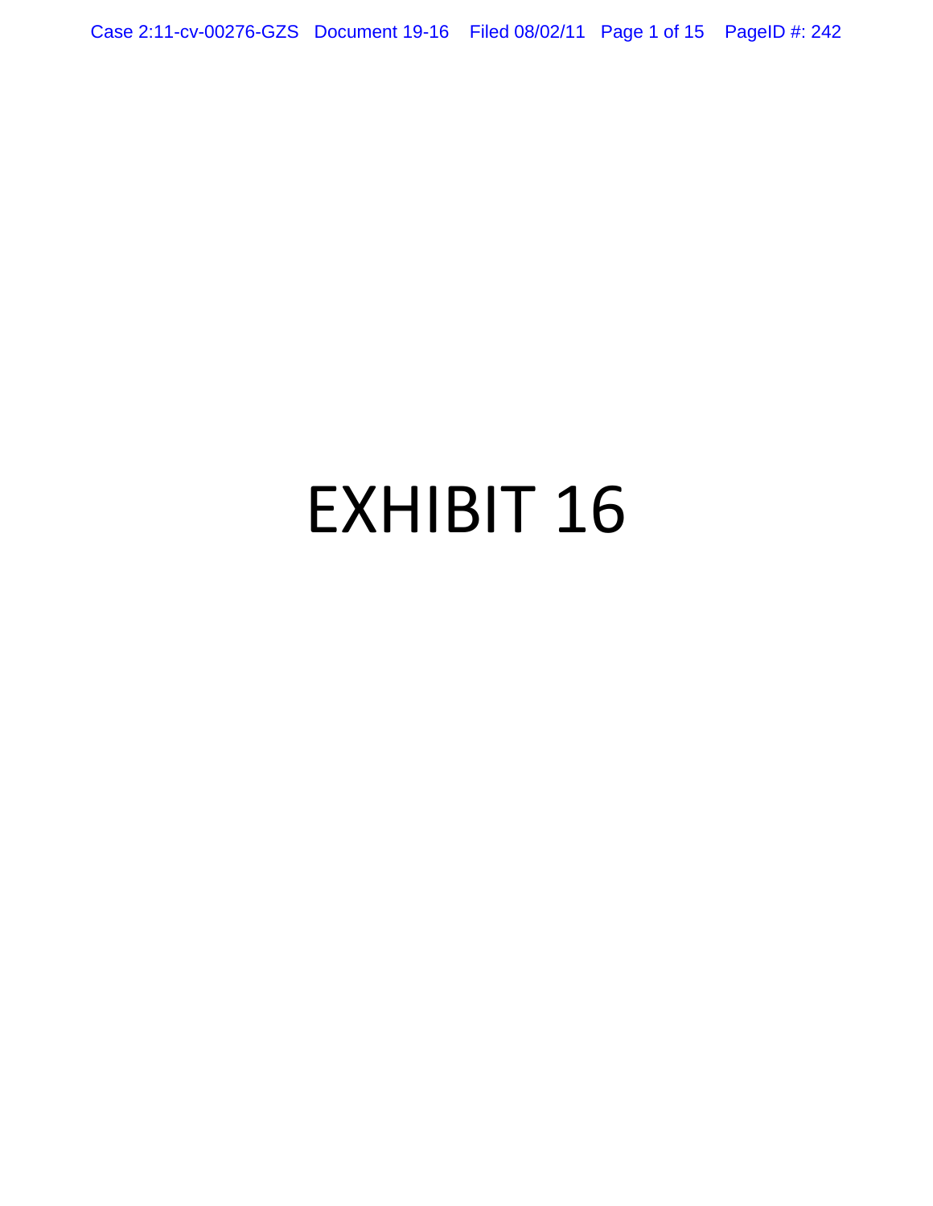# EXHIBIT 16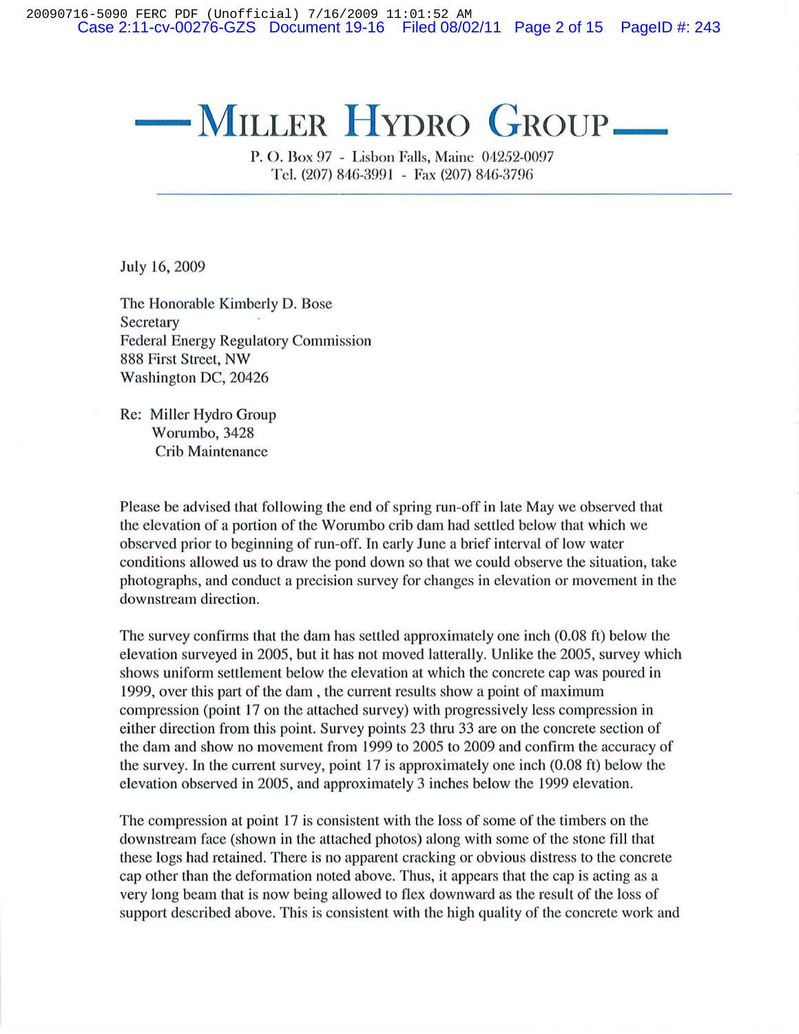# — MILLER HYDRO GROUP —

P. O. Box 97 - Lisbon Falls, Maine 04252-0097
Tel. (207) 846-3991 - Fax (207) 846-3796

July 16, 2009

The Honorable Kimberly D. Bose
Secretary
Federal Energy Regulatory Commission
888 First Street, NW
Washington DC, 20426

Re: Miller Hydro Group
Worumbo, 3428
Crib Maintenance

Please be advised that following the end of spring run-off in late May we observed that the elevation of a portion of the Worumbo crib dam had settled below that which we observed prior to beginning of run-off. In early June a brief interval of low water conditions allowed us to draw the pond down so that we could observe the situation, take photographs, and conduct a precision survey for changes in elevation or movement in the downstream direction.

The survey confirms that the dam has settled approximately one inch (0.08 ft) below the elevation surveyed in 2005, but it has not moved laterally. Unlike the 2005, survey which shows uniform settlement below the elevation at which the concrete cap was poured in 1999, over this part of the dam , the current results show a point of maximum compression (point 17 on the attached survey) with progressively less compression in either direction from this point. Survey points 23 thru 33 are on the concrete section of the dam and show no movement from 1999 to 2005 to 2009 and confirm the accuracy of the survey. In the current survey, point 17 is approximately one inch (0.08 ft) below the elevation observed in 2005, and approximately 3 inches below the 1999 elevation.

The compression at point 17 is consistent with the loss of some of the timbers on the downstream face (shown in the attached photos) along with some of the stone fill that these logs had retained. There is no apparent cracking or obvious distress to the concrete cap other than the deformation noted above. Thus, it appears that the cap is acting as a very long beam that is now being allowed to flex downward as the result of the loss of support described above. This is consistent with the high quality of the concrete work and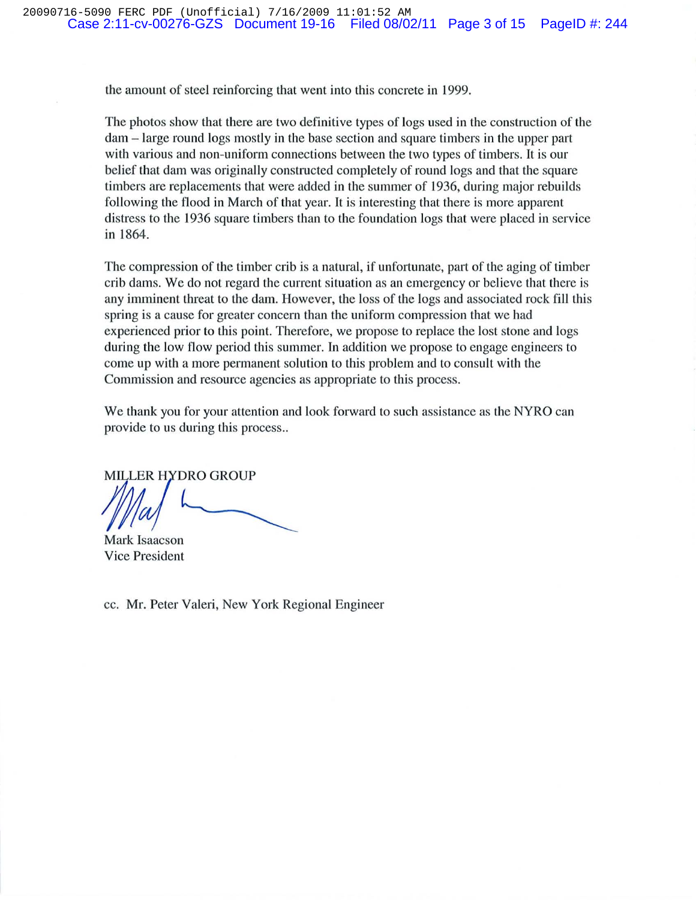the amount of steel reinforcing that went into this concrete in 1999.

The photos show that there are two definitive types of logs used in the construction of the dam – large round logs mostly in the base section and square timbers in the upper part with various and non-uniform connections between the two types of timbers. It is our belief that dam was originally constructed completely of round logs and that the square timbers are replacements that were added in the summer of 1936, during major rebuilds following the flood in March of that year. It is interesting that there is more apparent distress to the 1936 square timbers than to the foundation logs that were placed in service in 1864.

The compression of the timber crib is a natural, if unfortunate, part of the aging of timber crib dams. We do not regard the current situation as an emergency or believe that there is any imminent threat to the dam. However, the loss of the logs and associated rock fill this spring is a cause for greater concern than the uniform compression that we had experienced prior to this point. Therefore, we propose to replace the lost stone and logs during the low flow period this summer. In addition we propose to engage engineers to come up with a more permanent solution to this problem and to consult with the Commission and resource agencies as appropriate to this process.

We thank you for your attention and look forward to such assistance as the NYRO can provide to us during this process..

MILLER HYDRO GROUP

Mark Isaacson
Vice President

cc. Mr. Peter Valeri, New York Regional Engineer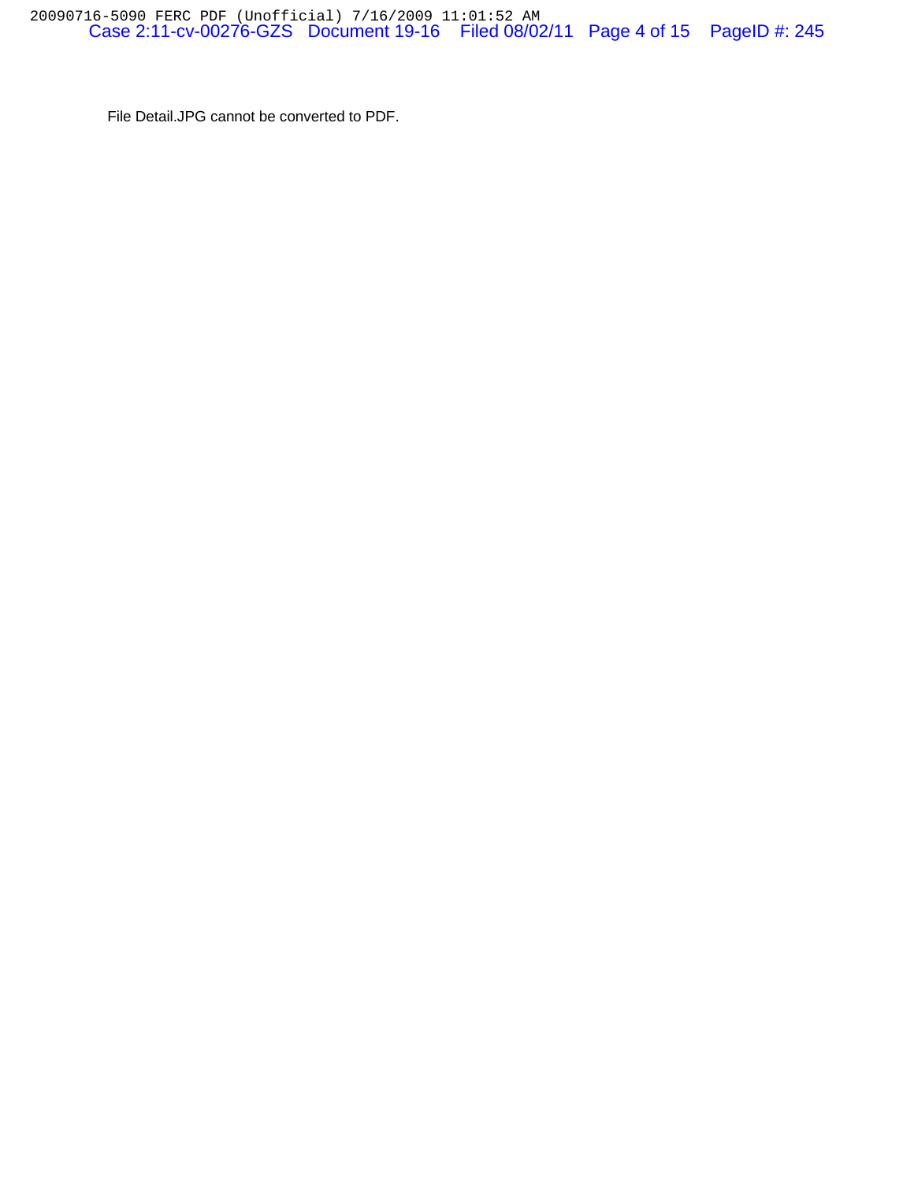File Detail.JPG cannot be converted to PDF.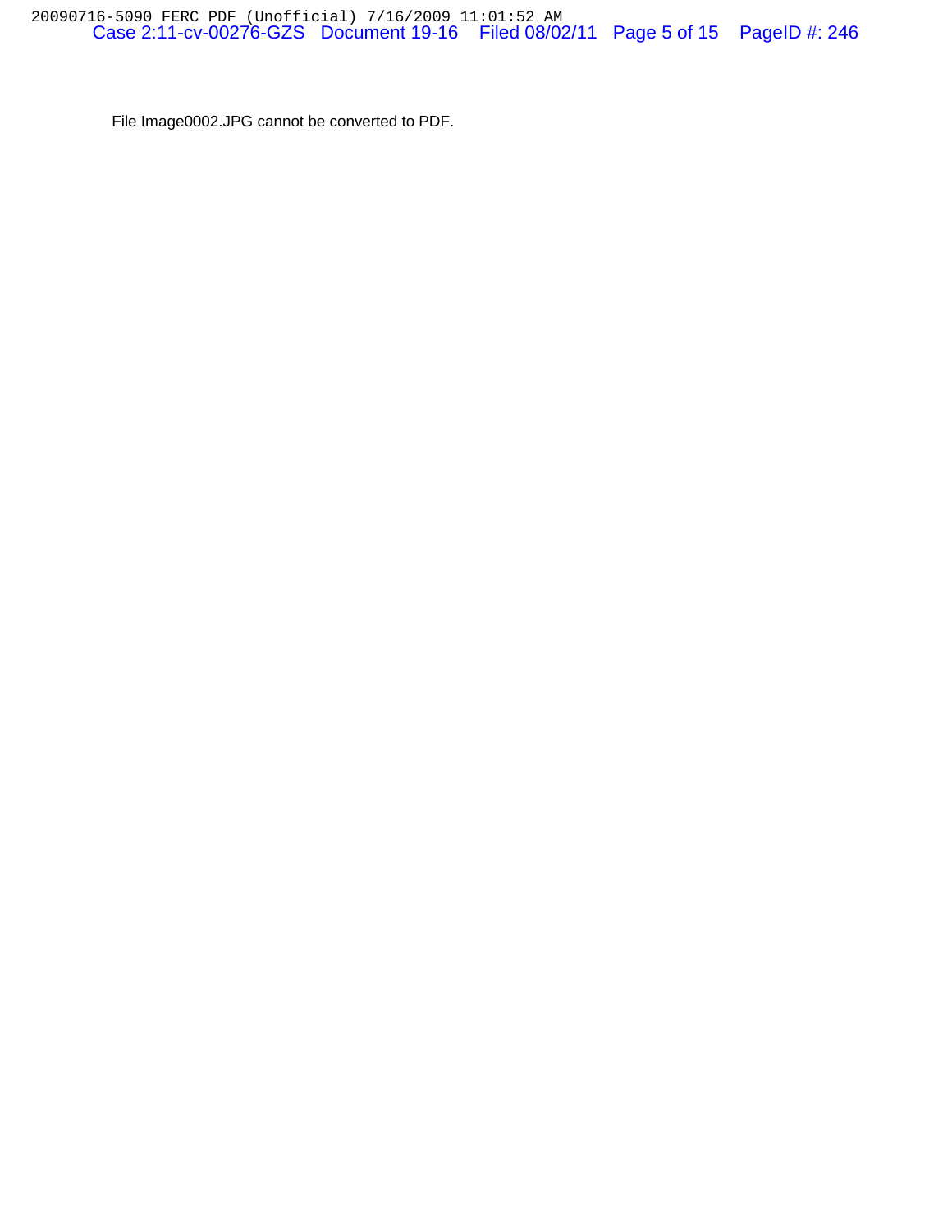File Image0002.JPG cannot be converted to PDF.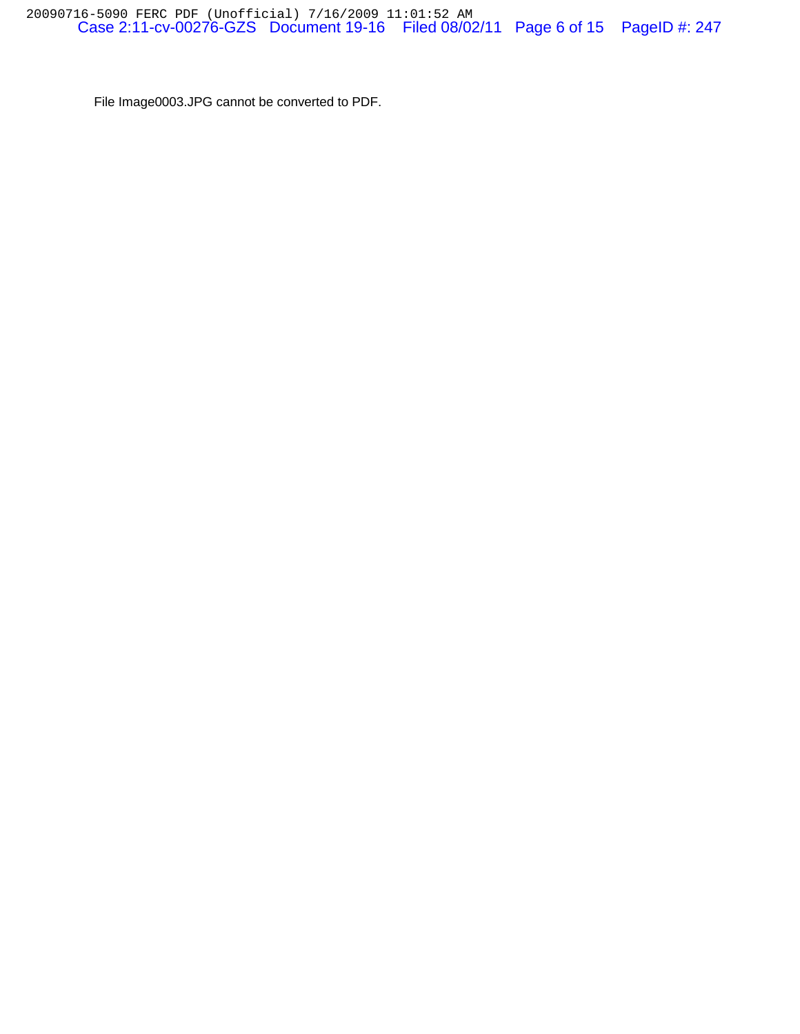File Image0003.JPG cannot be converted to PDF.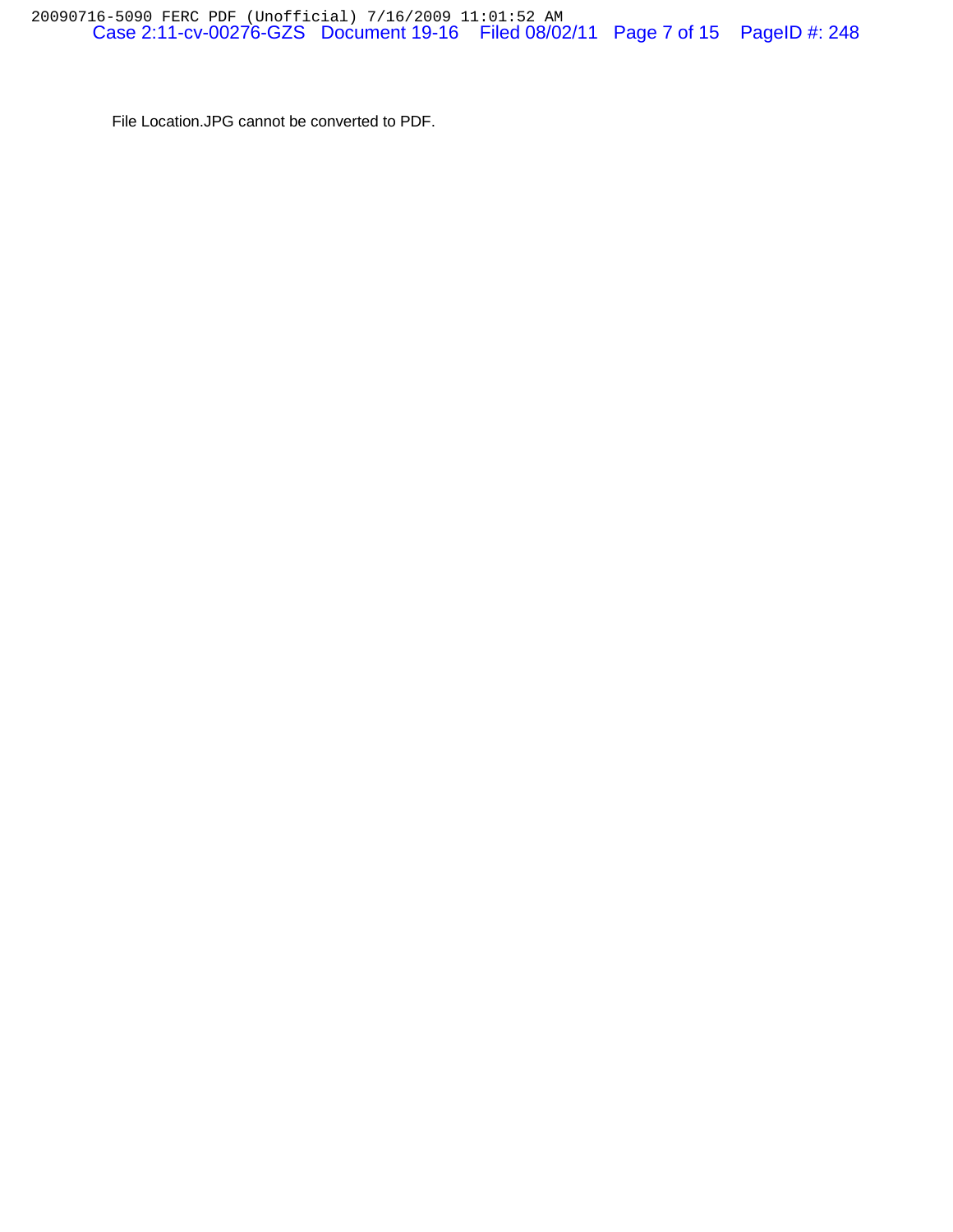File Location.JPG cannot be converted to PDF.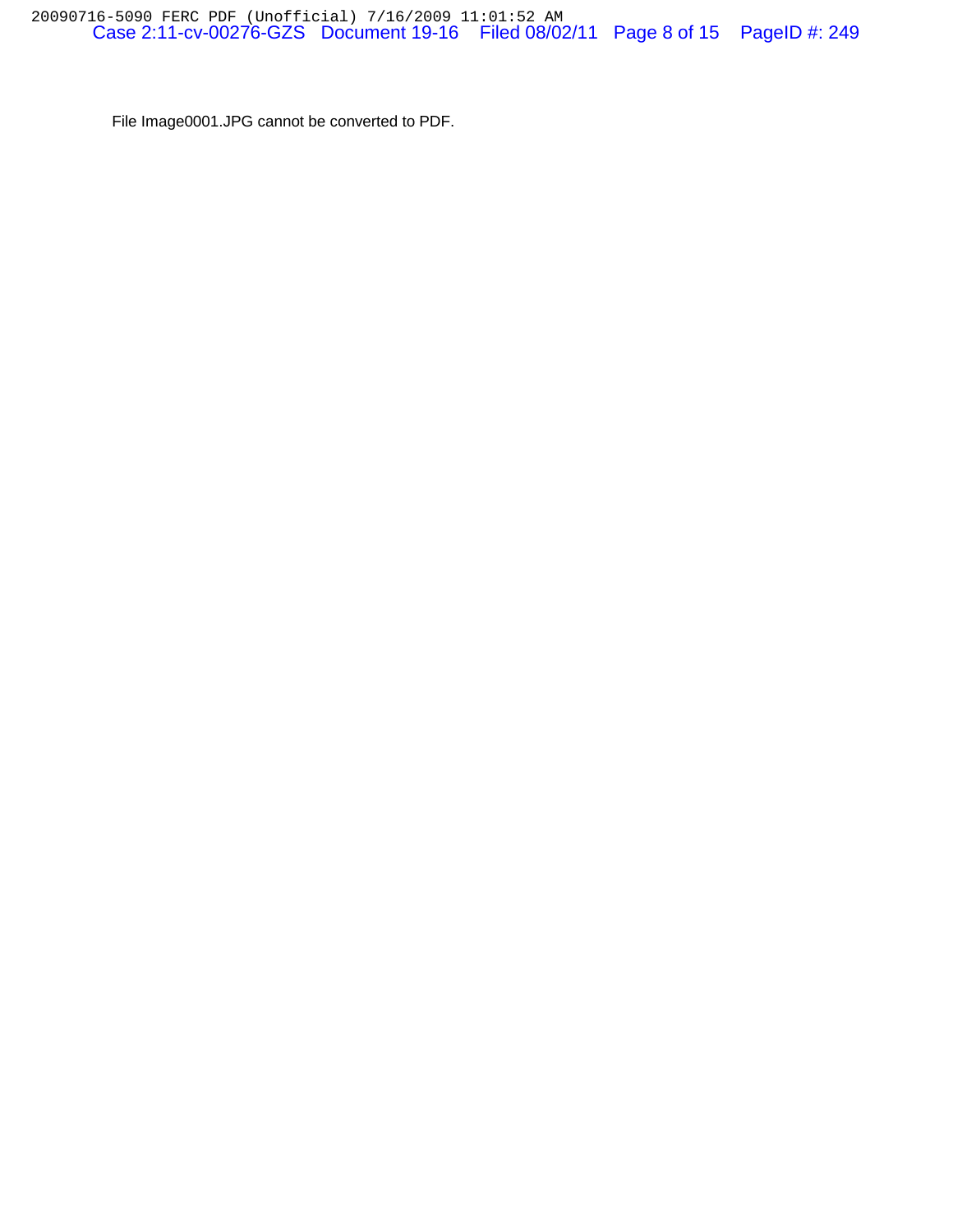File Image0001.JPG cannot be converted to PDF.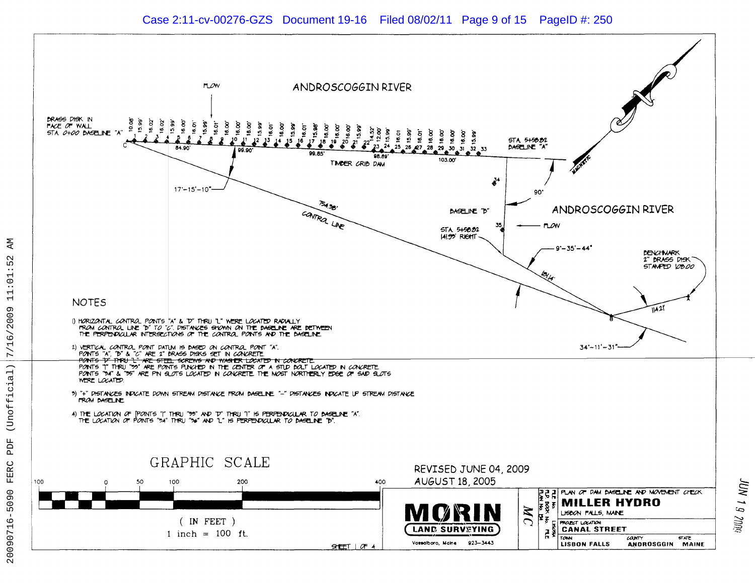ANDROSCOGGIN RIVER

FLOW

BRASS DISK IN FACE OF WALL STA. 0+00 BASELINE "A"

C

10.08' 15.99' 16.02' 16.02' 15.99' 16.00' 16.01' 15.99' 16.01' 16.00' 16.00' 16.00' 15.99' 16.01' 16.00' 15.99' 16.01' 15.98' 16.00' 16.00' 15.99' 14.52' 12.00' 15.99' 16.01' 15.99' 16.01' 16.00' 16.00' 16.00' 16.00' 15.99'

1 2 3 4 5 6 7 8 9 10 11 12 13 14 15 16 17 18 19 20 21 22 23 24 25 26 27 28 29 30 31 32 33

84.90' 99.90' 99.85' 98.89' 103.00'

TIMBER CRIB DAM

STA. 5+58.82 BASELINE "A"

MAGNETIC

17°-15'-10"

754.38'

CONTROL LINE

34

90°

BASELINE "D"

ANDROSCOGGIN RIVER

35

FLOW

STA. 5+58.82 141.93' RIGHT

9°-35'-44"

181.14'

BENCHMARK 2" BRASS DISK STAMPED 108.00

114.21'

B

A

34°-11'-31"

## NOTES

1) HORIZONTAL CONTROL POINTS "A" & "D" THRU "L" WERE LOCATED RADIALLY FROM CONTROL LINE "B" TO "C". DISTANCES SHOWN ON THE BASELINE ARE BETWEEN THE PERPENDICULAR INTERSECTIONS OF THE CONTROL POINTS AND THE BASELINE.

2) VERTICAL CONTROL POINT DATUM IS BASED ON CONTROL POINT "A". POINTS "A", "B" & "C" ARE 2" BRASS DISKS SET IN CONCRETE. ~~POINTS "D" THRU "L" ARE STEEL SCREWS AND WASHER LOCATED IN CONCRETE.~~ POINTS "1" THRU "33" ARE POINTS PUNCHED IN THE CENTER OF A STUD BOLT LOCATED IN CONCRETE. POINTS "34" & "35" ARE PIN SLOTS LOCATED IN CONCRETE. THE MOST NORTHERLY EDGE OF SAID SLOTS WERE LOCATED.

3) "+" DISTANCES INDICATE DOWN STREAM DISTANCE FROM BASELINE. "−" DISTANCES INDICATE UP STREAM DISTANCE FROM BASELINE.

4) THE LOCATION OF POINTS "1" THRU "33" AND "D" THRU "I" IS PERPENDICULAR TO BASELINE "A". THE LOCATION OF POINTS "34" THRU "36" AND "L" IS PERPENDICULAR TO BASELINE "B".

GRAPHIC SCALE

100 0 50 100 200 400

( IN FEET )
1 inch = 100 ft.

REVISED JUNE 04, 2009
AUGUST 18, 2005

MORIN LAND SURVEYING
Vassalboro, Maine 923-3443

SHEET 1 OF 4

MC

FILE No. / PLAN No. / FLD BOOK No.

PLAN OF DAM BASELINE AND MOVEMENT CHECK
**MILLER HYDRO**
LISBON FALLS, MAINE

PROJECT LOCATION: **CANAL STREET**

TOWN: **LISBON FALLS** COUNTY: **ANDROSGGIN** STATE: **MAINE**

JUN 19 2009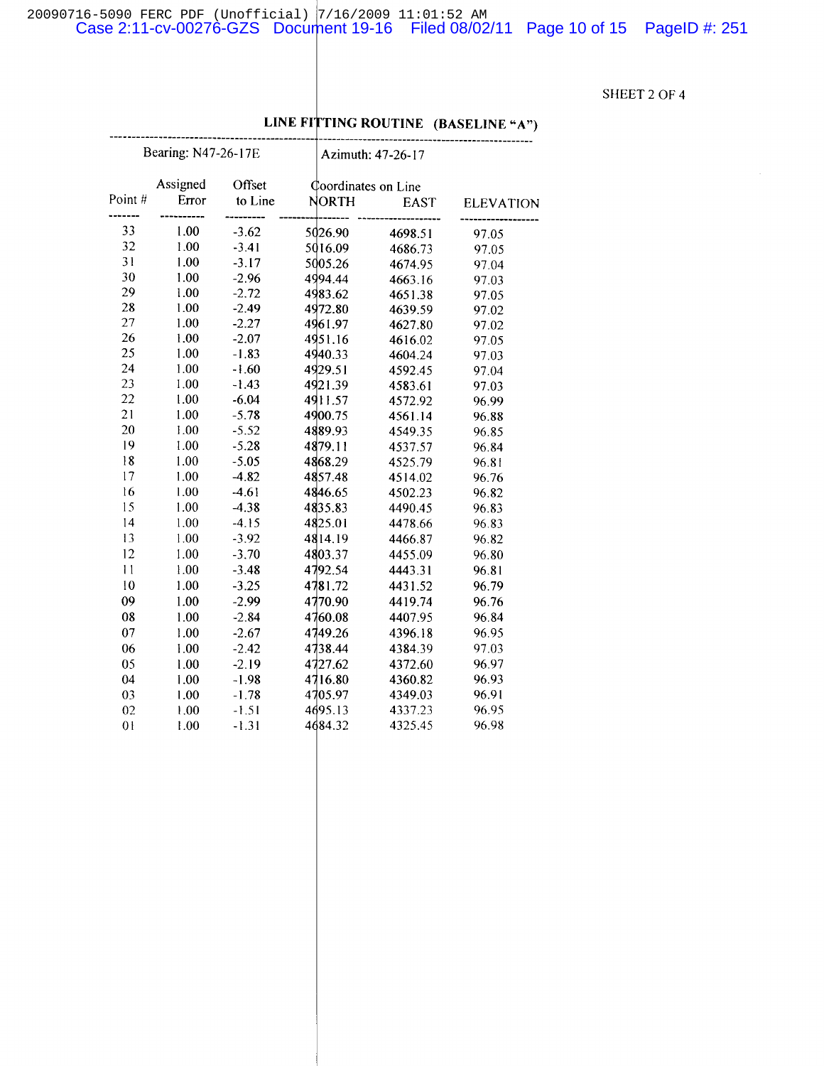SHEET 2 OF 4

## LINE FITTING ROUTINE (BASELINE "A")

Bearing: N47-26-17E | Azimuth: 47-26-17

| Point # | Assigned Error | Offset to Line | Coordinates on Line NORTH | EAST | ELEVATION |
|---|---|---|---|---|---|
| 33 | 1.00 | -3.62 | 5026.90 | 4698.51 | 97.05 |
| 32 | 1.00 | -3.41 | 5016.09 | 4686.73 | 97.05 |
| 31 | 1.00 | -3.17 | 5005.26 | 4674.95 | 97.04 |
| 30 | 1.00 | -2.96 | 4994.44 | 4663.16 | 97.03 |
| 29 | 1.00 | -2.72 | 4983.62 | 4651.38 | 97.05 |
| 28 | 1.00 | -2.49 | 4972.80 | 4639.59 | 97.02 |
| 27 | 1.00 | -2.27 | 4961.97 | 4627.80 | 97.02 |
| 26 | 1.00 | -2.07 | 4951.16 | 4616.02 | 97.05 |
| 25 | 1.00 | -1.83 | 4940.33 | 4604.24 | 97.03 |
| 24 | 1.00 | -1.60 | 4929.51 | 4592.45 | 97.04 |
| 23 | 1.00 | -1.43 | 4921.39 | 4583.61 | 97.03 |
| 22 | 1.00 | -6.04 | 4911.57 | 4572.92 | 96.99 |
| 21 | 1.00 | -5.78 | 4900.75 | 4561.14 | 96.88 |
| 20 | 1.00 | -5.52 | 4889.93 | 4549.35 | 96.85 |
| 19 | 1.00 | -5.28 | 4879.11 | 4537.57 | 96.84 |
| 18 | 1.00 | -5.05 | 4868.29 | 4525.79 | 96.81 |
| 17 | 1.00 | -4.82 | 4857.48 | 4514.02 | 96.76 |
| 16 | 1.00 | -4.61 | 4846.65 | 4502.23 | 96.82 |
| 15 | 1.00 | -4.38 | 4835.83 | 4490.45 | 96.83 |
| 14 | 1.00 | -4.15 | 4825.01 | 4478.66 | 96.83 |
| 13 | 1.00 | -3.92 | 4814.19 | 4466.87 | 96.82 |
| 12 | 1.00 | -3.70 | 4803.37 | 4455.09 | 96.80 |
| 11 | 1.00 | -3.48 | 4792.54 | 4443.31 | 96.81 |
| 10 | 1.00 | -3.25 | 4781.72 | 4431.52 | 96.79 |
| 09 | 1.00 | -2.99 | 4770.90 | 4419.74 | 96.76 |
| 08 | 1.00 | -2.84 | 4760.08 | 4407.95 | 96.84 |
| 07 | 1.00 | -2.67 | 4749.26 | 4396.18 | 96.95 |
| 06 | 1.00 | -2.42 | 4738.44 | 4384.39 | 97.03 |
| 05 | 1.00 | -2.19 | 4727.62 | 4372.60 | 96.97 |
| 04 | 1.00 | -1.98 | 4716.80 | 4360.82 | 96.93 |
| 03 | 1.00 | -1.78 | 4705.97 | 4349.03 | 96.91 |
| 02 | 1.00 | -1.51 | 4695.13 | 4337.23 | 96.95 |
| 01 | 1.00 | -1.31 | 4684.32 | 4325.45 | 96.98 |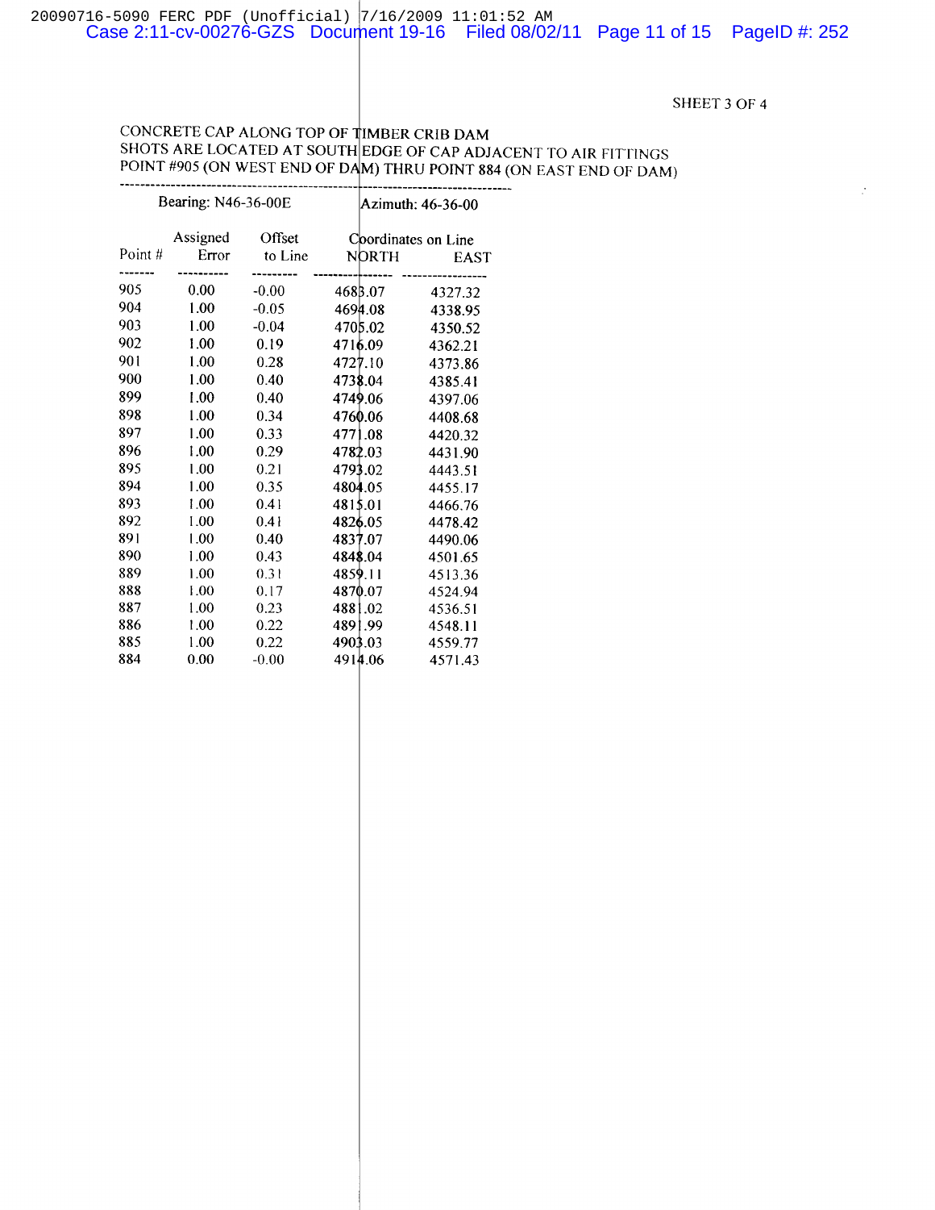SHEET 3 OF 4

CONCRETE CAP ALONG TOP OF TIMBER CRIB DAM
SHOTS ARE LOCATED AT SOUTH EDGE OF CAP ADJACENT TO AIR FITTINGS
POINT #905 (ON WEST END OF DAM) THRU POINT 884 (ON EAST END OF DAM)

Bearing: N46-36-00E | Azimuth: 46-36-00

| Point # | Assigned Error | Offset to Line | Coordinates on Line NORTH | EAST |
|---|---|---|---|---|
| 905 | 0.00 | -0.00 | 4683.07 | 4327.32 |
| 904 | 1.00 | -0.05 | 4694.08 | 4338.95 |
| 903 | 1.00 | -0.04 | 4705.02 | 4350.52 |
| 902 | 1.00 | 0.19 | 4716.09 | 4362.21 |
| 901 | 1.00 | 0.28 | 4727.10 | 4373.86 |
| 900 | 1.00 | 0.40 | 4738.04 | 4385.41 |
| 899 | 1.00 | 0.40 | 4749.06 | 4397.06 |
| 898 | 1.00 | 0.34 | 4760.06 | 4408.68 |
| 897 | 1.00 | 0.33 | 4771.08 | 4420.32 |
| 896 | 1.00 | 0.29 | 4782.03 | 4431.90 |
| 895 | 1.00 | 0.21 | 4793.02 | 4443.51 |
| 894 | 1.00 | 0.35 | 4804.05 | 4455.17 |
| 893 | 1.00 | 0.41 | 4815.01 | 4466.76 |
| 892 | 1.00 | 0.41 | 4826.05 | 4478.42 |
| 891 | 1.00 | 0.40 | 4837.07 | 4490.06 |
| 890 | 1.00 | 0.43 | 4848.04 | 4501.65 |
| 889 | 1.00 | 0.31 | 4859.11 | 4513.36 |
| 888 | 1.00 | 0.17 | 4870.07 | 4524.94 |
| 887 | 1.00 | 0.23 | 4881.02 | 4536.51 |
| 886 | 1.00 | 0.22 | 4891.99 | 4548.11 |
| 885 | 1.00 | 0.22 | 4903.03 | 4559.77 |
| 884 | 0.00 | -0.00 | 4914.06 | 4571.43 |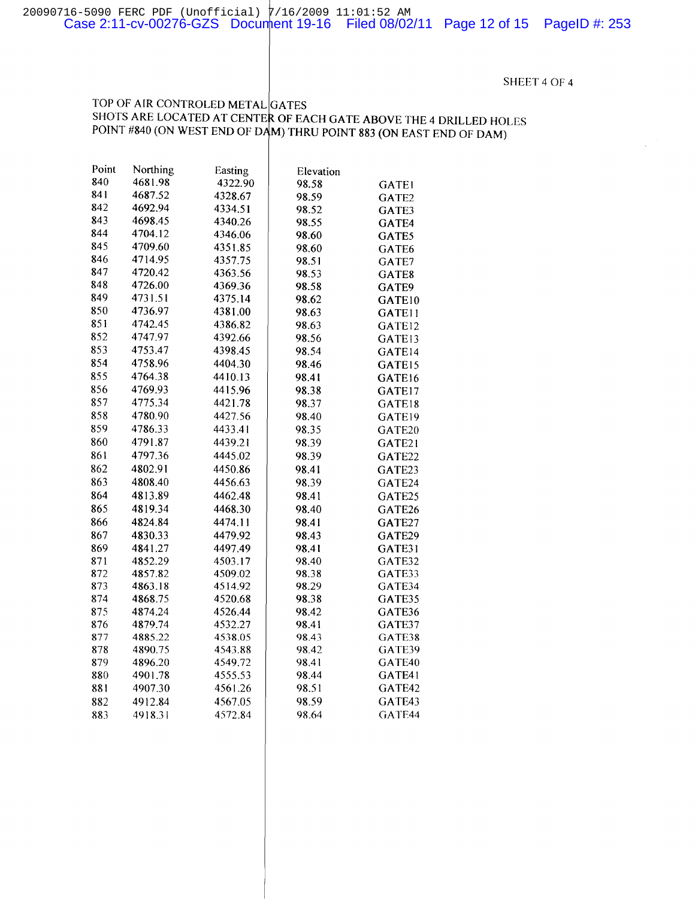SHEET 4 OF 4

TOP OF AIR CONTROLED METAL GATES
SHOTS ARE LOCATED AT CENTER OF EACH GATE ABOVE THE 4 DRILLED HOLES
POINT #840 (ON WEST END OF DAM) THRU POINT 883 (ON EAST END OF DAM)

| Point | Northing | Easting | Elevation | |
|---|---|---|---|---|
| 840 | 4681.98 | 4322.90 | 98.58 | GATE1 |
| 841 | 4687.52 | 4328.67 | 98.59 | GATE2 |
| 842 | 4692.94 | 4334.51 | 98.52 | GATE3 |
| 843 | 4698.45 | 4340.26 | 98.55 | GATE4 |
| 844 | 4704.12 | 4346.06 | 98.60 | GATE5 |
| 845 | 4709.60 | 4351.85 | 98.60 | GATE6 |
| 846 | 4714.95 | 4357.75 | 98.51 | GATE7 |
| 847 | 4720.42 | 4363.56 | 98.53 | GATE8 |
| 848 | 4726.00 | 4369.36 | 98.58 | GATE9 |
| 849 | 4731.51 | 4375.14 | 98.62 | GATE10 |
| 850 | 4736.97 | 4381.00 | 98.63 | GATE11 |
| 851 | 4742.45 | 4386.82 | 98.63 | GATE12 |
| 852 | 4747.97 | 4392.66 | 98.56 | GATE13 |
| 853 | 4753.47 | 4398.45 | 98.54 | GATE14 |
| 854 | 4758.96 | 4404.30 | 98.46 | GATE15 |
| 855 | 4764.38 | 4410.13 | 98.41 | GATE16 |
| 856 | 4769.93 | 4415.96 | 98.38 | GATE17 |
| 857 | 4775.34 | 4421.78 | 98.37 | GATE18 |
| 858 | 4780.90 | 4427.56 | 98.40 | GATE19 |
| 859 | 4786.33 | 4433.41 | 98.35 | GATE20 |
| 860 | 4791.87 | 4439.21 | 98.39 | GATE21 |
| 861 | 4797.36 | 4445.02 | 98.39 | GATE22 |
| 862 | 4802.91 | 4450.86 | 98.41 | GATE23 |
| 863 | 4808.40 | 4456.63 | 98.39 | GATE24 |
| 864 | 4813.89 | 4462.48 | 98.41 | GATE25 |
| 865 | 4819.34 | 4468.30 | 98.40 | GATE26 |
| 866 | 4824.84 | 4474.11 | 98.41 | GATE27 |
| 867 | 4830.33 | 4479.92 | 98.43 | GATE29 |
| 869 | 4841.27 | 4497.49 | 98.41 | GATE31 |
| 871 | 4852.29 | 4503.17 | 98.40 | GATE32 |
| 872 | 4857.82 | 4509.02 | 98.38 | GATE33 |
| 873 | 4863.18 | 4514.92 | 98.29 | GATE34 |
| 874 | 4868.75 | 4520.68 | 98.38 | GATE35 |
| 875 | 4874.24 | 4526.44 | 98.42 | GATE36 |
| 876 | 4879.74 | 4532.27 | 98.41 | GATE37 |
| 877 | 4885.22 | 4538.05 | 98.43 | GATE38 |
| 878 | 4890.75 | 4543.88 | 98.42 | GATE39 |
| 879 | 4896.20 | 4549.72 | 98.41 | GATE40 |
| 880 | 4901.78 | 4555.53 | 98.44 | GATE41 |
| 881 | 4907.30 | 4561.26 | 98.51 | GATE42 |
| 882 | 4912.84 | 4567.05 | 98.59 | GATE43 |
| 883 | 4918.31 | 4572.84 | 98.64 | GATE44 |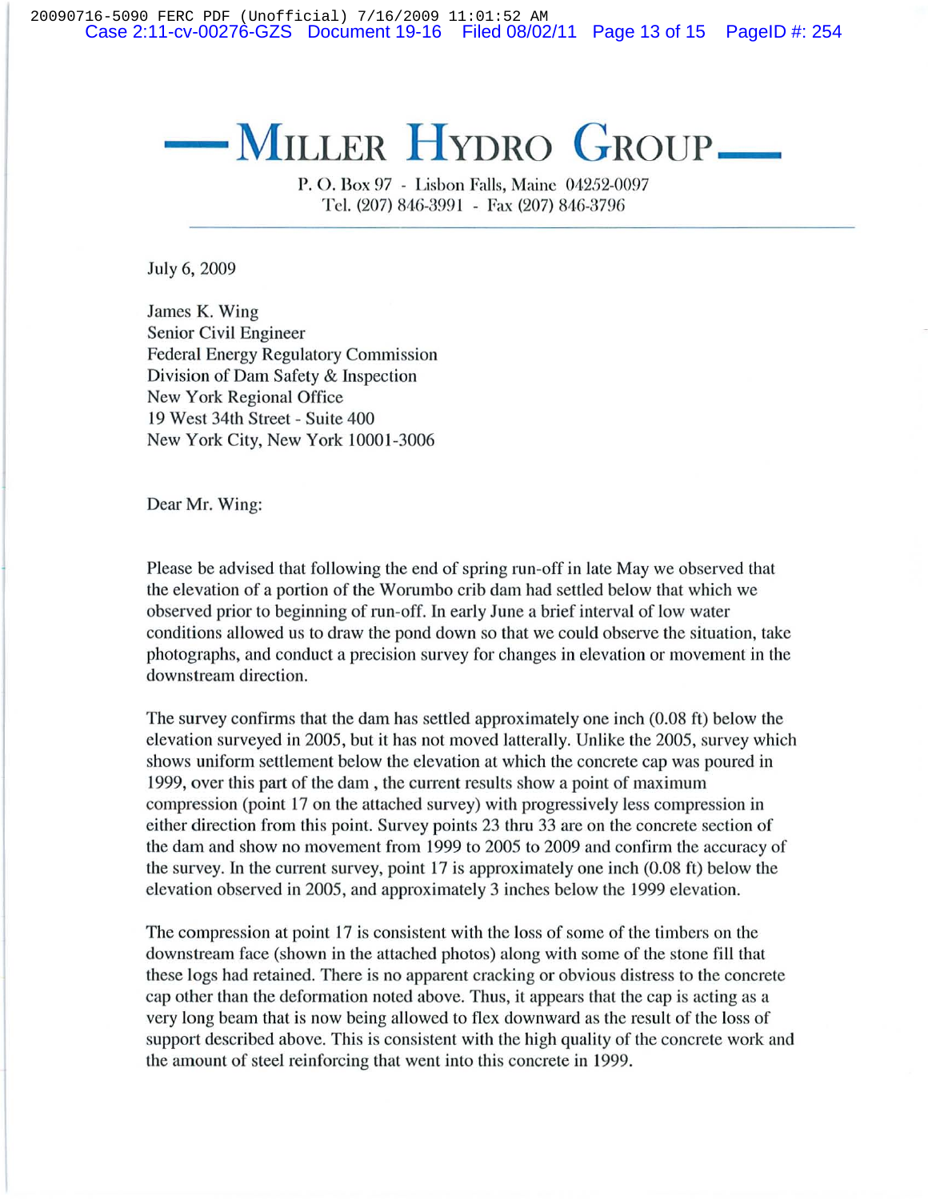# — MILLER HYDRO GROUP —

P. O. Box 97 - Lisbon Falls, Maine 04252-0097
Tel. (207) 846-3991 - Fax (207) 846-3796

July 6, 2009

James K. Wing
Senior Civil Engineer
Federal Energy Regulatory Commission
Division of Dam Safety & Inspection
New York Regional Office
19 West 34th Street - Suite 400
New York City, New York 10001-3006

Dear Mr. Wing:

Please be advised that following the end of spring run-off in late May we observed that the elevation of a portion of the Worumbo crib dam had settled below that which we observed prior to beginning of run-off. In early June a brief interval of low water conditions allowed us to draw the pond down so that we could observe the situation, take photographs, and conduct a precision survey for changes in elevation or movement in the downstream direction.

The survey confirms that the dam has settled approximately one inch (0.08 ft) below the elevation surveyed in 2005, but it has not moved latterally. Unlike the 2005, survey which shows uniform settlement below the elevation at which the concrete cap was poured in 1999, over this part of the dam , the current results show a point of maximum compression (point 17 on the attached survey) with progressively less compression in either direction from this point. Survey points 23 thru 33 are on the concrete section of the dam and show no movement from 1999 to 2005 to 2009 and confirm the accuracy of the survey. In the current survey, point 17 is approximately one inch (0.08 ft) below the elevation observed in 2005, and approximately 3 inches below the 1999 elevation.

The compression at point 17 is consistent with the loss of some of the timbers on the downstream face (shown in the attached photos) along with some of the stone fill that these logs had retained. There is no apparent cracking or obvious distress to the concrete cap other than the deformation noted above. Thus, it appears that the cap is acting as a very long beam that is now being allowed to flex downward as the result of the loss of support described above. This is consistent with the high quality of the concrete work and the amount of steel reinforcing that went into this concrete in 1999.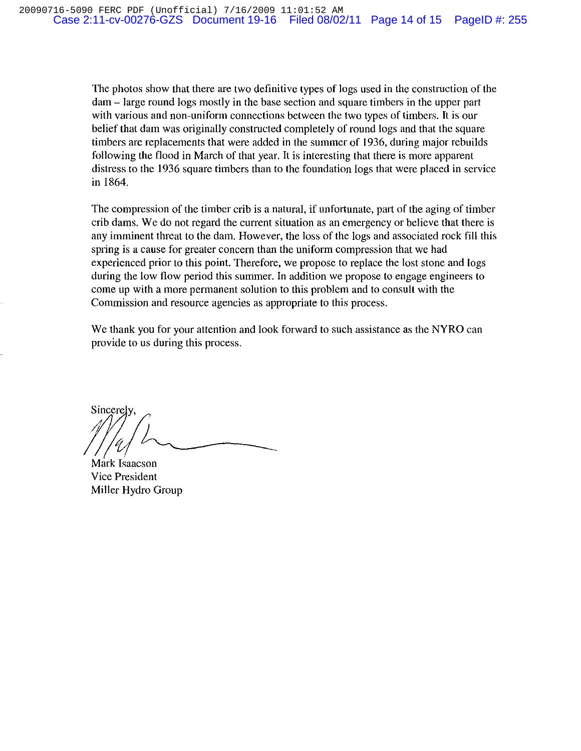The photos show that there are two definitive types of logs used in the construction of the dam – large round logs mostly in the base section and square timbers in the upper part with various and non-uniform connections between the two types of timbers. It is our belief that dam was originally constructed completely of round logs and that the square timbers are replacements that were added in the summer of 1936, during major rebuilds following the flood in March of that year. It is interesting that there is more apparent distress to the 1936 square timbers than to the foundation logs that were placed in service in 1864.

The compression of the timber crib is a natural, if unfortunate, part of the aging of timber crib dams. We do not regard the current situation as an emergency or believe that there is any imminent threat to the dam. However, the loss of the logs and associated rock fill this spring is a cause for greater concern than the uniform compression that we had experienced prior to this point. Therefore, we propose to replace the lost stone and logs during the low flow period this summer. In addition we propose to engage engineers to come up with a more permanent solution to this problem and to consult with the Commission and resource agencies as appropriate to this process.

We thank you for your attention and look forward to such assistance as the NYRO can provide to us during this process.

Sincerely,

Mark Isaacson
Vice President
Miller Hydro Group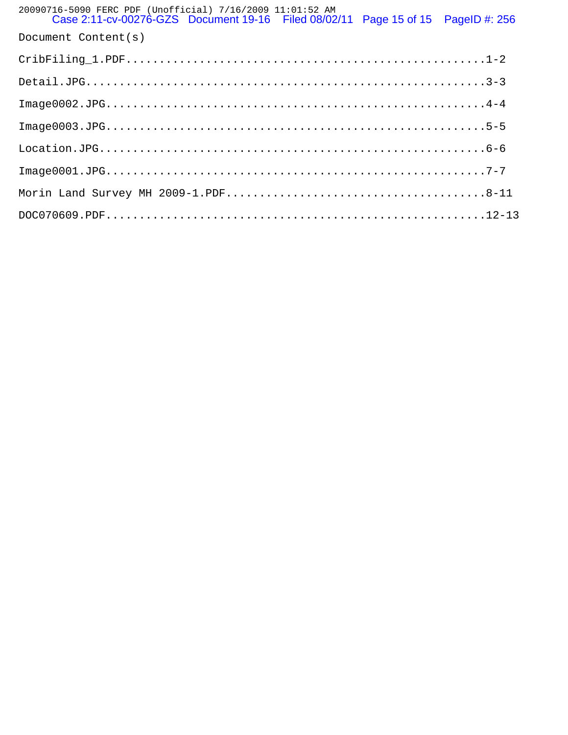Document Content(s)

CribFiling_1.PDF.....................................................1-2

Detail.JPG...........................................................3-3

Image0002.JPG........................................................4-4

Image0003.JPG........................................................5-5

Location.JPG.........................................................6-6

Image0001.JPG........................................................7-7

Morin Land Survey MH 2009-1.PDF......................................8-11

DOC070609.PDF........................................................12-13